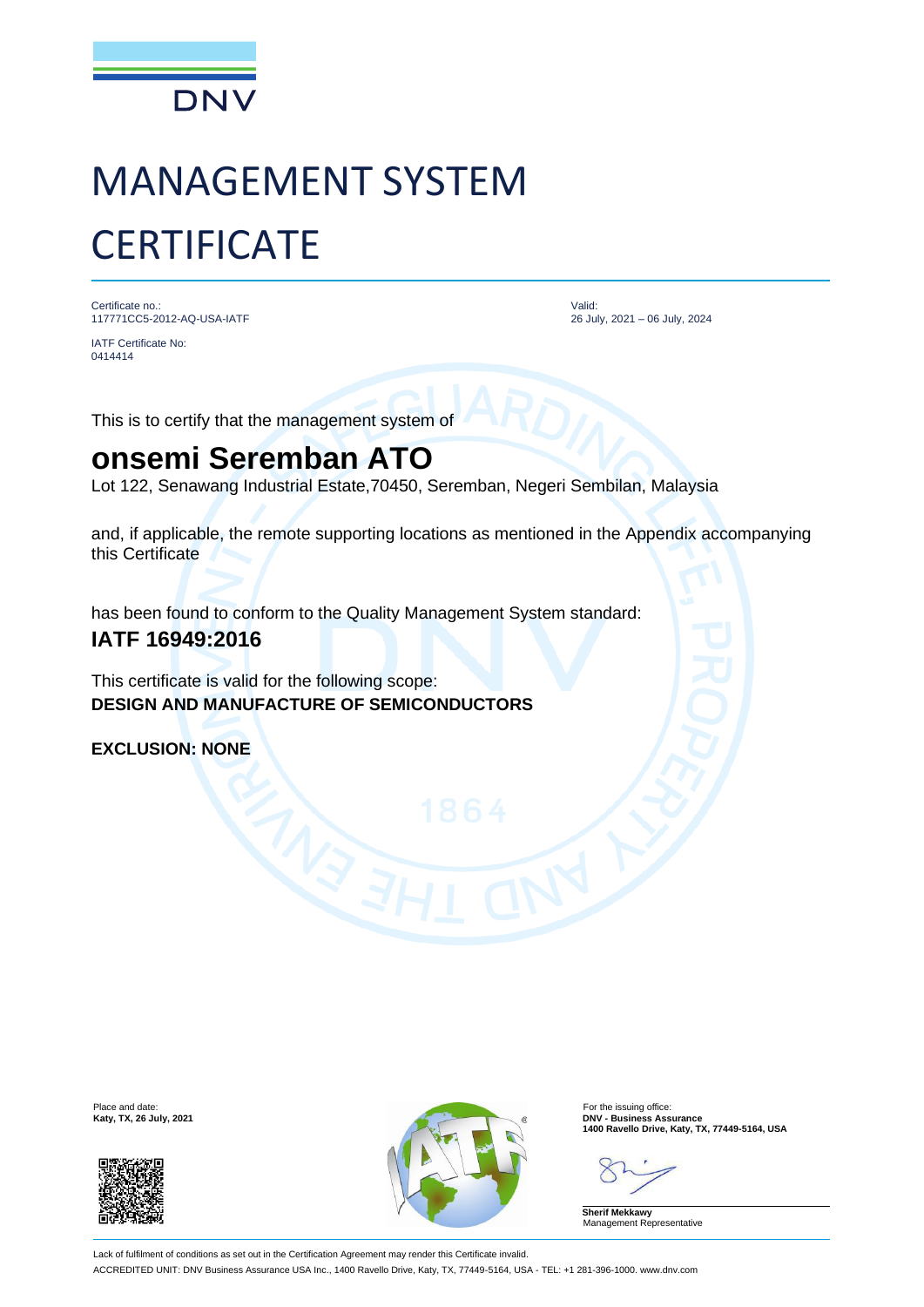DNV

# MANAGEMENT SYSTEM CERTIFICATE

Certificate no.:
117771CC5-2012-AQ-USA-IATF

IATF Certificate No:
0414414

Valid:
26 July, 2021 – 06 July, 2024

This is to certify that the management system of

## onsemi Seremban ATO

Lot 122, Senawang Industrial Estate,70450, Seremban, Negeri Sembilan, Malaysia

and, if applicable, the remote supporting locations as mentioned in the Appendix accompanying this Certificate

has been found to conform to the Quality Management System standard:

**IATF 16949:2016**

This certificate is valid for the following scope:
**DESIGN AND MANUFACTURE OF SEMICONDUCTORS**

**EXCLUSION: NONE**

Place and date:
**Katy, TX, 26 July, 2021**

For the issuing office:
**DNV - Business Assurance**
**1400 Ravello Drive, Katy, TX, 77449-5164, USA**

**Sherif Mekkawy**
Management Representative

Lack of fulfilment of conditions as set out in the Certification Agreement may render this Certificate invalid.

ACCREDITED UNIT: DNV Business Assurance USA Inc., 1400 Ravello Drive, Katy, TX, 77449-5164, USA - TEL: +1 281-396-1000. www.dnv.com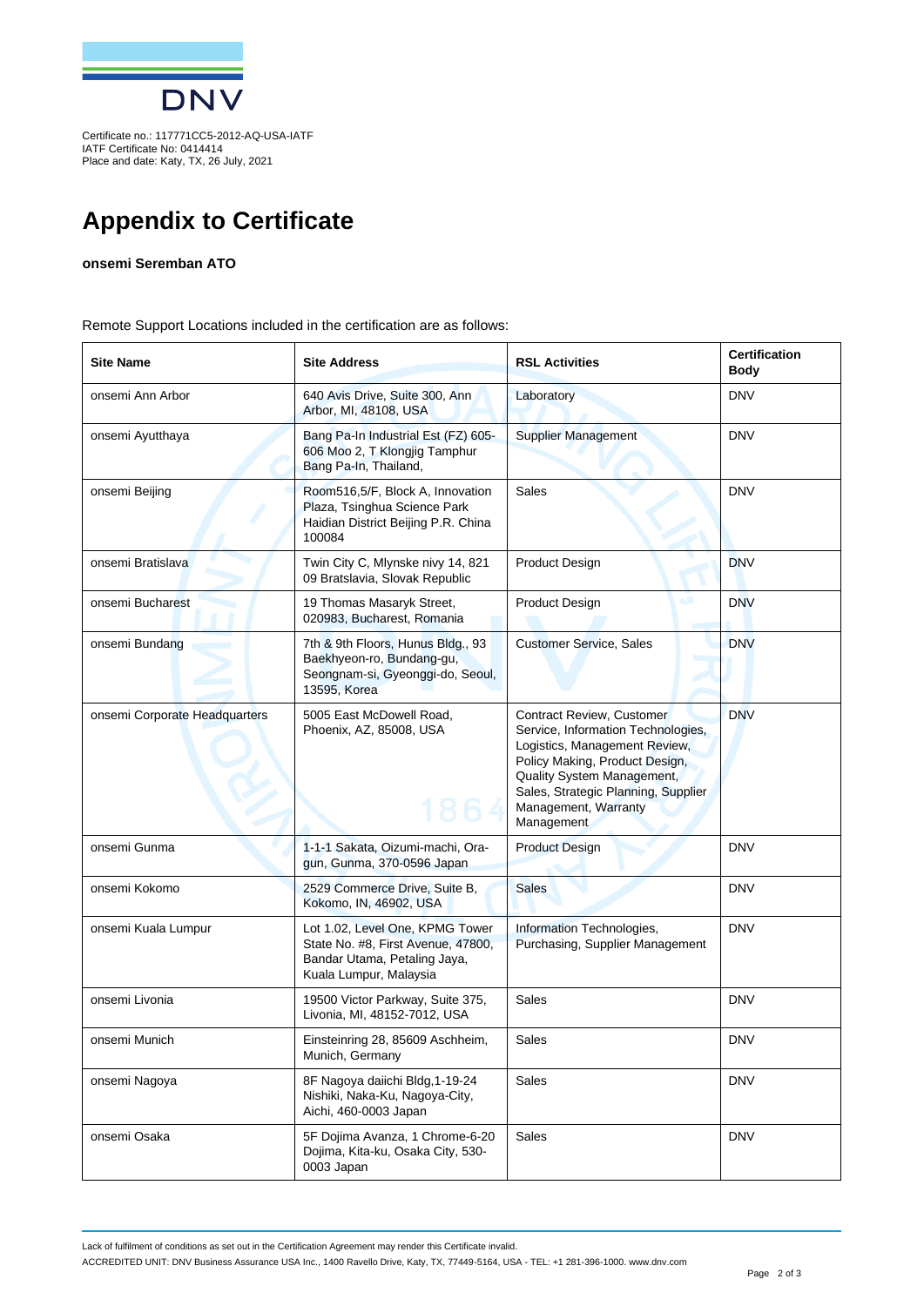Certificate no.: 117771CC5-2012-AQ-USA-IATF
IATF Certificate No: 0414414
Place and date: Katy, TX, 26 July, 2021

# Appendix to Certificate

**onsemi Seremban ATO**

Remote Support Locations included in the certification are as follows:

| Site Name | Site Address | RSL Activities | Certification Body |
|---|---|---|---|
| onsemi Ann Arbor | 640 Avis Drive, Suite 300, Ann Arbor, MI, 48108, USA | Laboratory | DNV |
| onsemi Ayutthaya | Bang Pa-In Industrial Est (FZ) 605-606 Moo 2, T Klongjig Tamphur Bang Pa-In, Thailand, | Supplier Management | DNV |
| onsemi Beijing | Room516,5/F, Block A, Innovation Plaza, Tsinghua Science Park Haidian District Beijing P.R. China 100084 | Sales | DNV |
| onsemi Bratislava | Twin City C, Mlynske nivy 14, 821 09 Bratslavia, Slovak Republic | Product Design | DNV |
| onsemi Bucharest | 19 Thomas Masaryk Street, 020983, Bucharest, Romania | Product Design | DNV |
| onsemi Bundang | 7th & 9th Floors, Hunus Bldg., 93 Baekhyeon-ro, Bundang-gu, Seongnam-si, Gyeonggi-do, Seoul, 13595, Korea | Customer Service, Sales | DNV |
| onsemi Corporate Headquarters | 5005 East McDowell Road, Phoenix, AZ, 85008, USA | Contract Review, Customer Service, Information Technologies, Logistics, Management Review, Policy Making, Product Design, Quality System Management, Sales, Strategic Planning, Supplier Management, Warranty Management | DNV |
| onsemi Gunma | 1-1-1 Sakata, Oizumi-machi, Ora-gun, Gunma, 370-0596 Japan | Product Design | DNV |
| onsemi Kokomo | 2529 Commerce Drive, Suite B, Kokomo, IN, 46902, USA | Sales | DNV |
| onsemi Kuala Lumpur | Lot 1.02, Level One, KPMG Tower State No. #8, First Avenue, 47800, Bandar Utama, Petaling Jaya, Kuala Lumpur, Malaysia | Information Technologies, Purchasing, Supplier Management | DNV |
| onsemi Livonia | 19500 Victor Parkway, Suite 375, Livonia, MI, 48152-7012, USA | Sales | DNV |
| onsemi Munich | Einsteinring 28, 85609 Aschheim, Munich, Germany | Sales | DNV |
| onsemi Nagoya | 8F Nagoya daiichi Bldg,1-19-24 Nishiki, Naka-Ku, Nagoya-City, Aichi, 460-0003 Japan | Sales | DNV |
| onsemi Osaka | 5F Dojima Avanza, 1 Chrome-6-20 Dojima, Kita-ku, Osaka City, 530-0003 Japan | Sales | DNV |

Lack of fulfilment of conditions as set out in the Certification Agreement may render this Certificate invalid.

ACCREDITED UNIT: DNV Business Assurance USA Inc., 1400 Ravello Drive, Katy, TX, 77449-5164, USA - TEL: +1 281-396-1000. www.dnv.com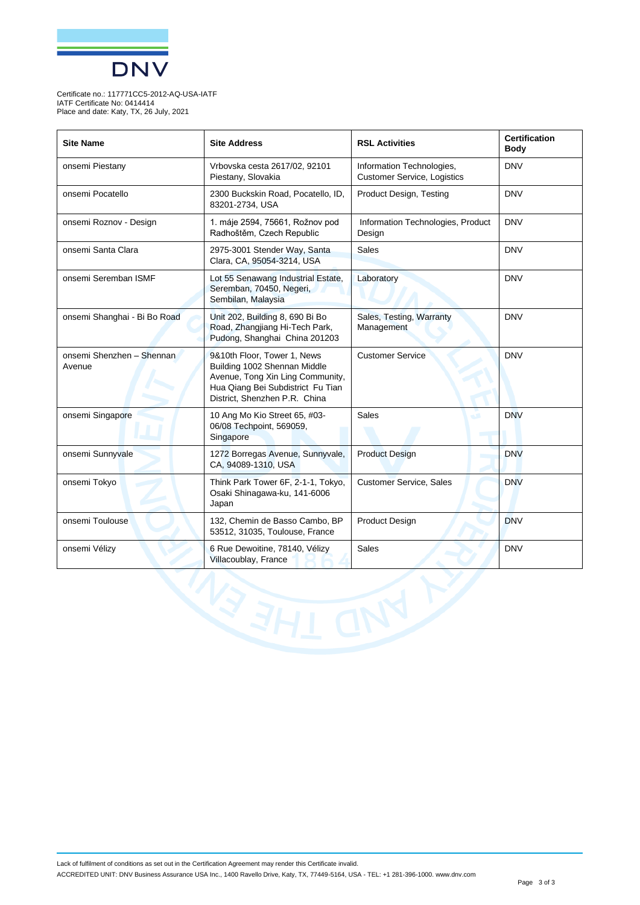DNV

Certificate no.: 117771CC5-2012-AQ-USA-IATF
IATF Certificate No: 0414414
Place and date: Katy, TX, 26 July, 2021

| Site Name | Site Address | RSL Activities | Certification Body |
|---|---|---|---|
| onsemi Piestany | Vrbovska cesta 2617/02, 92101 Piestany, Slovakia | Information Technologies, Customer Service, Logistics | DNV |
| onsemi Pocatello | 2300 Buckskin Road, Pocatello, ID, 83201-2734, USA | Product Design, Testing | DNV |
| onsemi Roznov - Design | 1. máje 2594, 75661, Rožnov pod Radhoštěm, Czech Republic | Information Technologies, Product Design | DNV |
| onsemi Santa Clara | 2975-3001 Stender Way, Santa Clara, CA, 95054-3214, USA | Sales | DNV |
| onsemi Seremban ISMF | Lot 55 Senawang Industrial Estate, Seremban, 70450, Negeri, Sembilan, Malaysia | Laboratory | DNV |
| onsemi Shanghai - Bi Bo Road | Unit 202, Building 8, 690 Bi Bo Road, Zhangjiang Hi-Tech Park, Pudong, Shanghai China 201203 | Sales, Testing, Warranty Management | DNV |
| onsemi Shenzhen – Shennan Avenue | 9&10th Floor, Tower 1, News Building 1002 Shennan Middle Avenue, Tong Xin Ling Community, Hua Qiang Bei Subdistrict Fu Tian District, Shenzhen P.R. China | Customer Service | DNV |
| onsemi Singapore | 10 Ang Mo Kio Street 65, #03-06/08 Techpoint, 569059, Singapore | Sales | DNV |
| onsemi Sunnyvale | 1272 Borregas Avenue, Sunnyvale, CA, 94089-1310, USA | Product Design | DNV |
| onsemi Tokyo | Think Park Tower 6F, 2-1-1, Tokyo, Osaki Shinagawa-ku, 141-6006 Japan | Customer Service, Sales | DNV |
| onsemi Toulouse | 132, Chemin de Basso Cambo, BP 53512, 31035, Toulouse, France | Product Design | DNV |
| onsemi Vélizy | 6 Rue Dewoitine, 78140, Vélizy Villacoublay, France | Sales | DNV |

Lack of fulfilment of conditions as set out in the Certification Agreement may render this Certificate invalid.

ACCREDITED UNIT: DNV Business Assurance USA Inc., 1400 Ravello Drive, Katy, TX, 77449-5164, USA - TEL: +1 281-396-1000. www.dnv.com